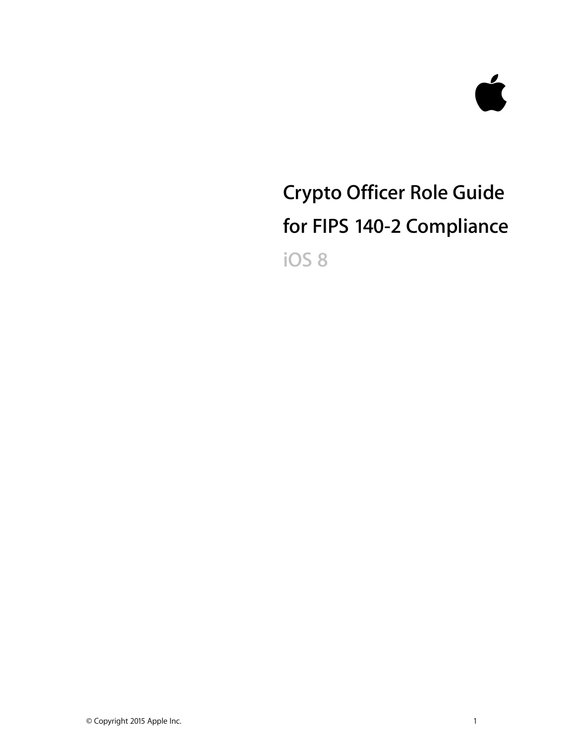# Crypto Officer Role Guide for FIPS 140-2 Compliance

iOS 8

© Copyright 2015 Apple Inc.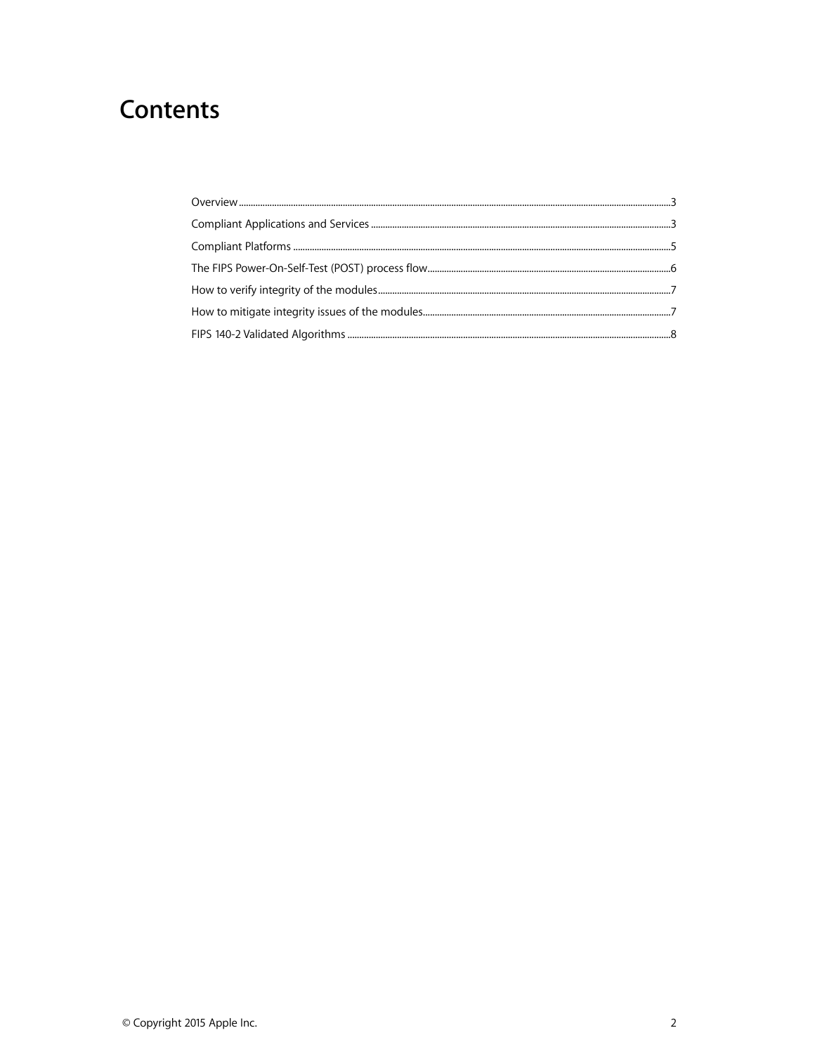# Contents

Overview ........................................................................................................ 3

Compliant Applications and Services ........................................................................................................ 3

Compliant Platforms ........................................................................................................ 5

The FIPS Power-On-Self-Test (POST) process flow ........................................................................................................ 6

How to verify integrity of the modules ........................................................................................................ 7

How to mitigate integrity issues of the modules ........................................................................................................ 7

FIPS 140-2 Validated Algorithms ........................................................................................................ 8

© Copyright 2015 Apple Inc.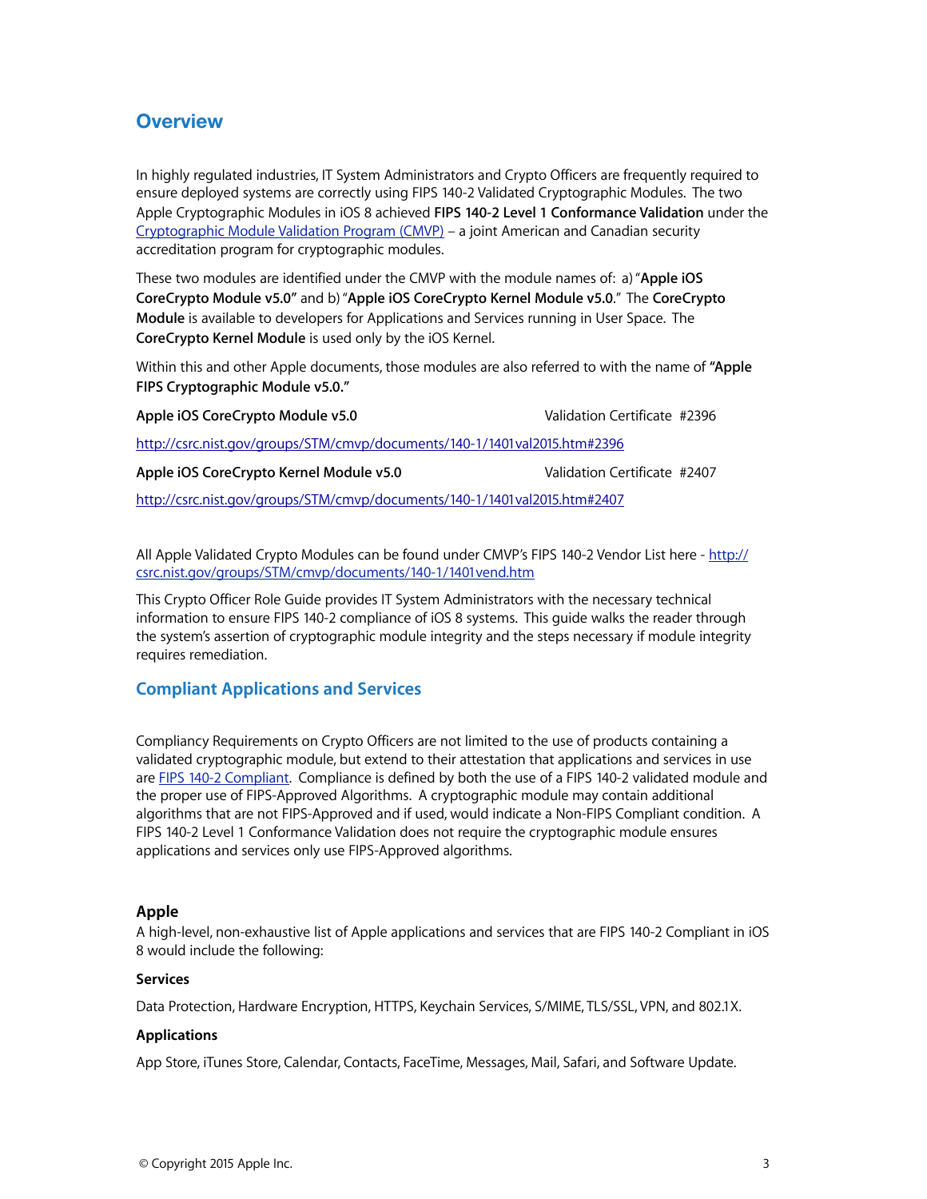## Overview

In highly regulated industries, IT System Administrators and Crypto Officers are frequently required to ensure deployed systems are correctly using FIPS 140-2 Validated Cryptographic Modules. The two Apple Cryptographic Modules in iOS 8 achieved **FIPS 140-2 Level 1 Conformance Validation** under the [Cryptographic Module Validation Program (CMVP)](http://csrc.nist.gov/groups/STM/cmvp/) – a joint American and Canadian security accreditation program for cryptographic modules.

These two modules are identified under the CMVP with the module names of: a) "**Apple iOS CoreCrypto Module v5.0"** and b) "**Apple iOS CoreCrypto Kernel Module v5.0**." The **CoreCrypto Module** is available to developers for Applications and Services running in User Space. The **CoreCrypto Kernel Module** is used only by the iOS Kernel.

Within this and other Apple documents, those modules are also referred to with the name of **"Apple FIPS Cryptographic Module v5.0."**

**Apple iOS CoreCrypto Module v5.0** Validation Certificate #2396

http://csrc.nist.gov/groups/STM/cmvp/documents/140-1/1401val2015.htm#2396

**Apple iOS CoreCrypto Kernel Module v5.0** Validation Certificate #2407

http://csrc.nist.gov/groups/STM/cmvp/documents/140-1/1401val2015.htm#2407

All Apple Validated Crypto Modules can be found under CMVP's FIPS 140-2 Vendor List here - http://csrc.nist.gov/groups/STM/cmvp/documents/140-1/1401vend.htm

This Crypto Officer Role Guide provides IT System Administrators with the necessary technical information to ensure FIPS 140-2 compliance of iOS 8 systems. This guide walks the reader through the system's assertion of cryptographic module integrity and the steps necessary if module integrity requires remediation.

## Compliant Applications and Services

Compliancy Requirements on Crypto Officers are not limited to the use of products containing a validated cryptographic module, but extend to their attestation that applications and services in use are FIPS 140-2 Compliant. Compliance is defined by both the use of a FIPS 140-2 validated module and the proper use of FIPS-Approved Algorithms. A cryptographic module may contain additional algorithms that are not FIPS-Approved and if used, would indicate a Non-FIPS Compliant condition. A FIPS 140-2 Level 1 Conformance Validation does not require the cryptographic module ensures applications and services only use FIPS-Approved algorithms.

### Apple

A high-level, non-exhaustive list of Apple applications and services that are FIPS 140-2 Compliant in iOS 8 would include the following:

#### Services

Data Protection, Hardware Encryption, HTTPS, Keychain Services, S/MIME, TLS/SSL, VPN, and 802.1X.

#### Applications

App Store, iTunes Store, Calendar, Contacts, FaceTime, Messages, Mail, Safari, and Software Update.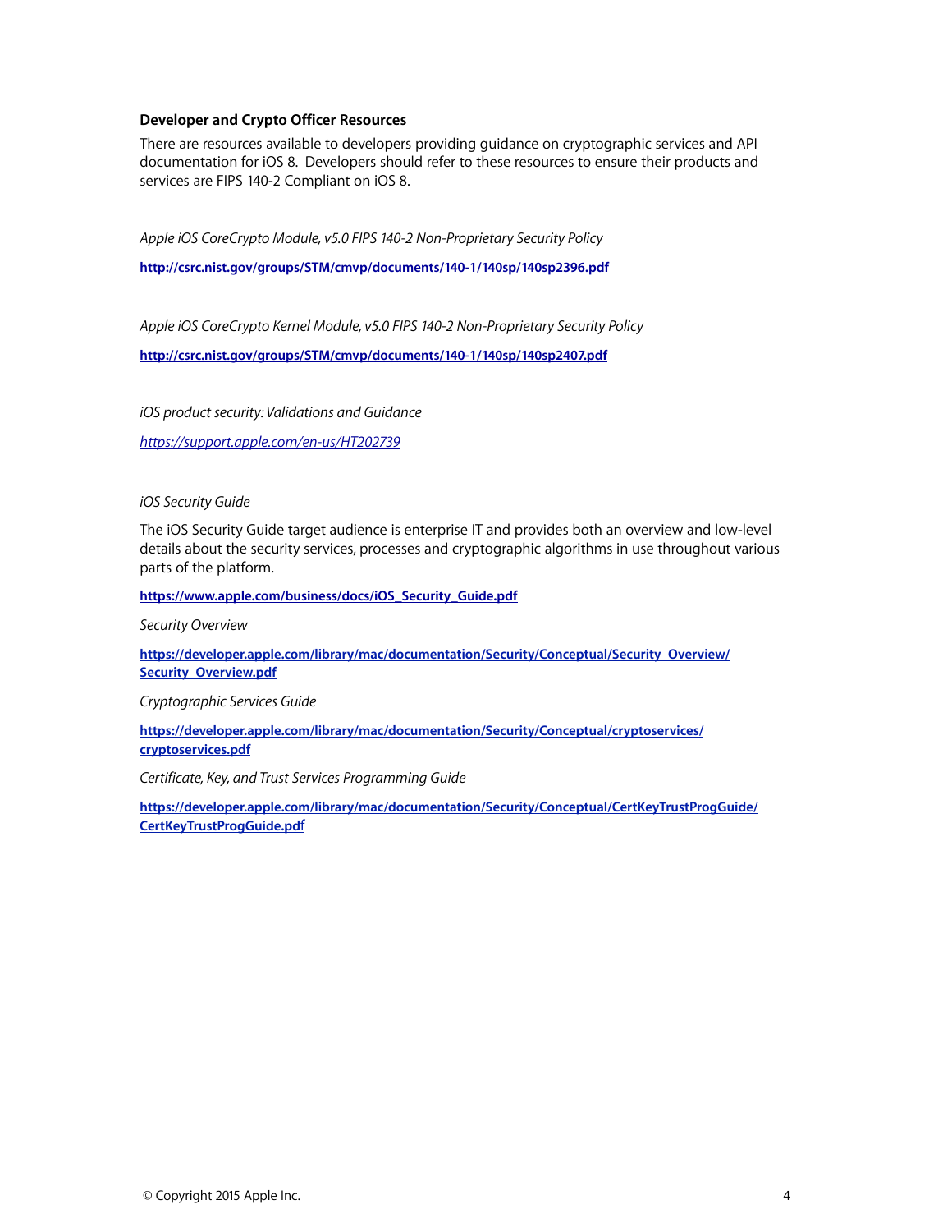**Developer and Crypto Officer Resources**

There are resources available to developers providing guidance on cryptographic services and API documentation for iOS 8. Developers should refer to these resources to ensure their products and services are FIPS 140-2 Compliant on iOS 8.

*Apple iOS CoreCrypto Module, v5.0 FIPS 140-2 Non-Proprietary Security Policy*

**http://csrc.nist.gov/groups/STM/cmvp/documents/140-1/140sp/140sp2396.pdf**

*Apple iOS CoreCrypto Kernel Module, v5.0 FIPS 140-2 Non-Proprietary Security Policy*

**http://csrc.nist.gov/groups/STM/cmvp/documents/140-1/140sp/140sp2407.pdf**

*iOS product security: Validations and Guidance*

*https://support.apple.com/en-us/HT202739*

*iOS Security Guide*

The iOS Security Guide target audience is enterprise IT and provides both an overview and low-level details about the security services, processes and cryptographic algorithms in use throughout various parts of the platform.

**https://www.apple.com/business/docs/iOS_Security_Guide.pdf**

*Security Overview*

**https://developer.apple.com/library/mac/documentation/Security/Conceptual/Security_Overview/Security_Overview.pdf**

*Cryptographic Services Guide*

**https://developer.apple.com/library/mac/documentation/Security/Conceptual/cryptoservices/cryptoservices.pdf**

*Certificate, Key, and Trust Services Programming Guide*

**https://developer.apple.com/library/mac/documentation/Security/Conceptual/CertKeyTrustProgGuide/CertKeyTrustProgGuide.pdf**

© Copyright 2015 Apple Inc.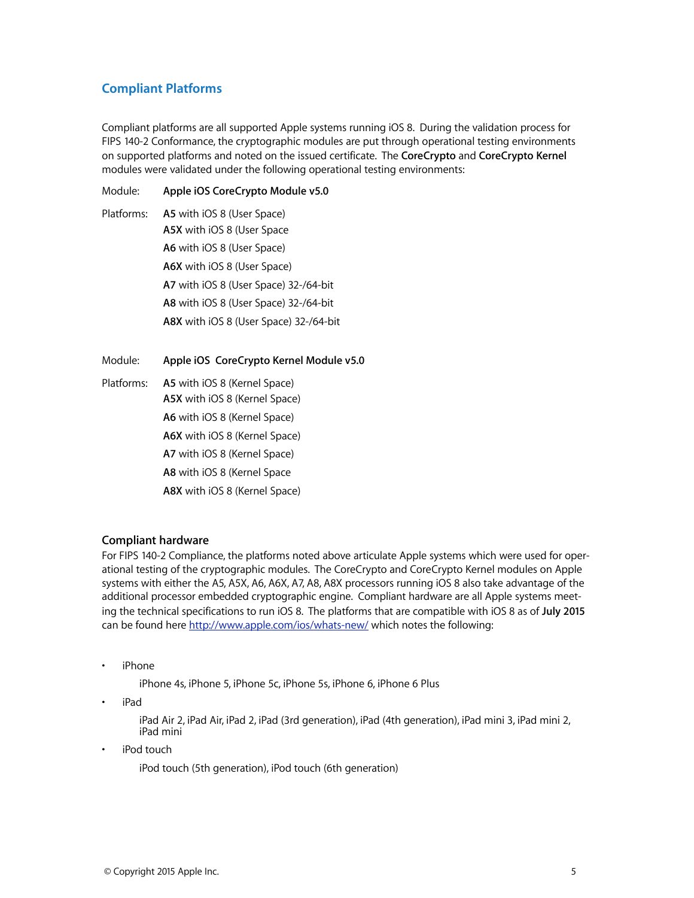## Compliant Platforms

Compliant platforms are all supported Apple systems running iOS 8. During the validation process for FIPS 140-2 Conformance, the cryptographic modules are put through operational testing environments on supported platforms and noted on the issued certificate. The **CoreCrypto** and **CoreCrypto Kernel** modules were validated under the following operational testing environments:

Module: **Apple iOS CoreCrypto Module v5.0**

Platforms:
**A5** with iOS 8 (User Space)
**A5X** with iOS 8 (User Space
**A6** with iOS 8 (User Space)
**A6X** with iOS 8 (User Space)
**A7** with iOS 8 (User Space) 32-/64-bit
**A8** with iOS 8 (User Space) 32-/64-bit
**A8X** with iOS 8 (User Space) 32-/64-bit

Module: **Apple iOS CoreCrypto Kernel Module v5.0**

Platforms:
**A5** with iOS 8 (Kernel Space)
**A5X** with iOS 8 (Kernel Space)
**A6** with iOS 8 (Kernel Space)
**A6X** with iOS 8 (Kernel Space)
**A7** with iOS 8 (Kernel Space)
**A8** with iOS 8 (Kernel Space
**A8X** with iOS 8 (Kernel Space)

### Compliant hardware

For FIPS 140-2 Compliance, the platforms noted above articulate Apple systems which were used for operational testing of the cryptographic modules. The CoreCrypto and CoreCrypto Kernel modules on Apple systems with either the A5, A5X, A6, A6X, A7, A8, A8X processors running iOS 8 also take advantage of the additional processor embedded cryptographic engine. Compliant hardware are all Apple systems meeting the technical specifications to run iOS 8. The platforms that are compatible with iOS 8 as of **July 2015** can be found here http://www.apple.com/ios/whats-new/ which notes the following:

- iPhone

  iPhone 4s, iPhone 5, iPhone 5c, iPhone 5s, iPhone 6, iPhone 6 Plus

- iPad

  iPad Air 2, iPad Air, iPad 2, iPad (3rd generation), iPad (4th generation), iPad mini 3, iPad mini 2, iPad mini

- iPod touch

  iPod touch (5th generation), iPod touch (6th generation)

© Copyright 2015 Apple Inc.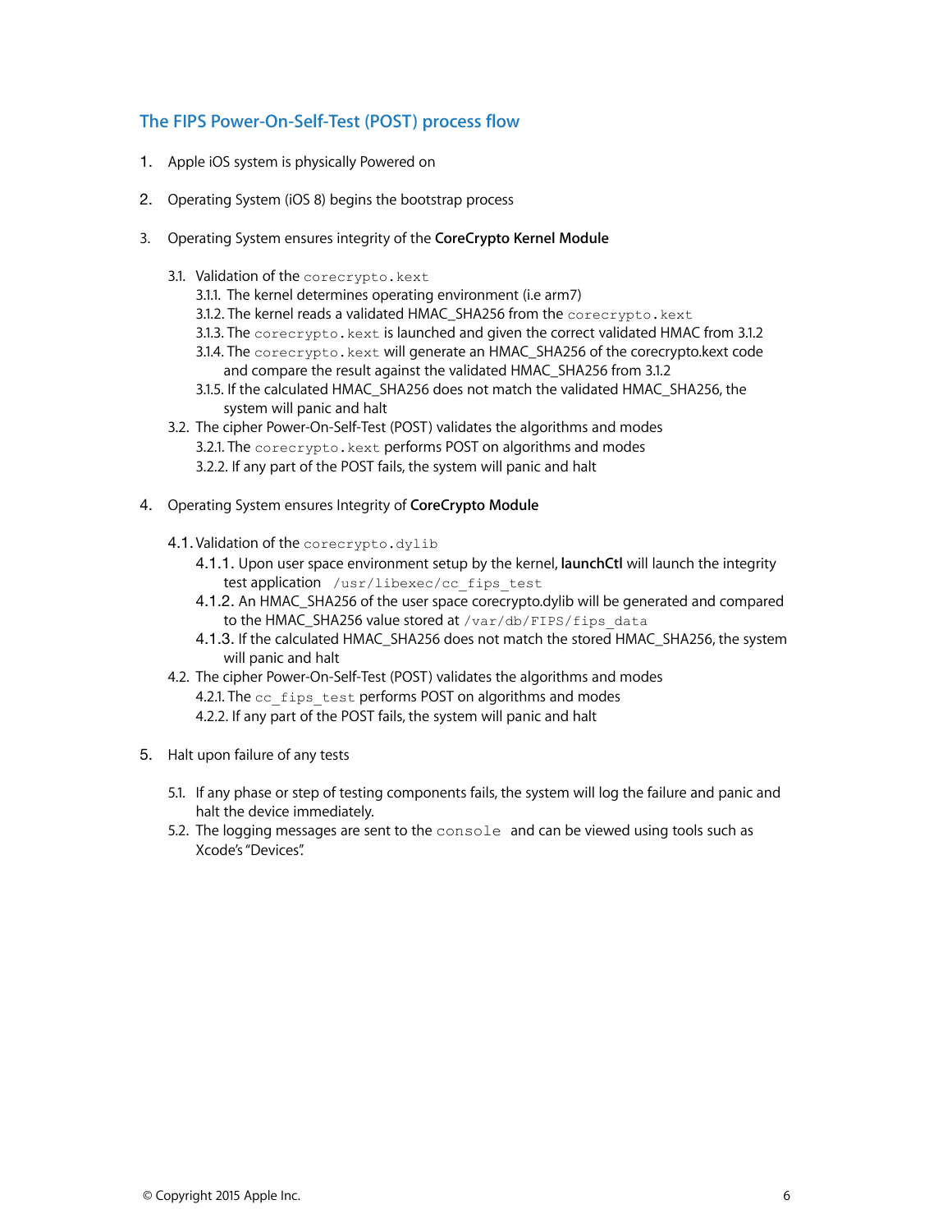## The FIPS Power-On-Self-Test (POST) process flow

1. Apple iOS system is physically Powered on

2. Operating System (iOS 8) begins the bootstrap process

3. Operating System ensures integrity of the **CoreCrypto Kernel Module**

   3.1. Validation of the `corecrypto.kext`
   
   3.1.1. The kernel determines operating environment (i.e arm7)
   
   3.1.2. The kernel reads a validated HMAC_SHA256 from the `corecrypto.kext`
   
   3.1.3. The `corecrypto.kext` is launched and given the correct validated HMAC from 3.1.2
   
   3.1.4. The `corecrypto.kext` will generate an HMAC_SHA256 of the corecrypto.kext code and compare the result against the validated HMAC_SHA256 from 3.1.2
   
   3.1.5. If the calculated HMAC_SHA256 does not match the validated HMAC_SHA256, the system will panic and halt
   
   3.2. The cipher Power-On-Self-Test (POST) validates the algorithms and modes
   
   3.2.1. The `corecrypto.kext` performs POST on algorithms and modes
   
   3.2.2. If any part of the POST fails, the system will panic and halt

4. Operating System ensures Integrity of **CoreCrypto Module**

   4.1. Validation of the `corecrypto.dylib`
   
   4.1.1. Upon user space environment setup by the kernel, **launchCtl** will launch the integrity test application `/usr/libexec/cc_fips_test`
   
   4.1.2. An HMAC_SHA256 of the user space corecrypto.dylib will be generated and compared to the HMAC_SHA256 value stored at `/var/db/FIPS/fips_data`
   
   4.1.3. If the calculated HMAC_SHA256 does not match the stored HMAC_SHA256, the system will panic and halt
   
   4.2. The cipher Power-On-Self-Test (POST) validates the algorithms and modes
   
   4.2.1. The `cc_fips_test` performs POST on algorithms and modes
   
   4.2.2. If any part of the POST fails, the system will panic and halt

5. Halt upon failure of any tests

   5.1. If any phase or step of testing components fails, the system will log the failure and panic and halt the device immediately.
   
   5.2. The logging messages are sent to the `console` and can be viewed using tools such as Xcode's "Devices".

© Copyright 2015 Apple Inc.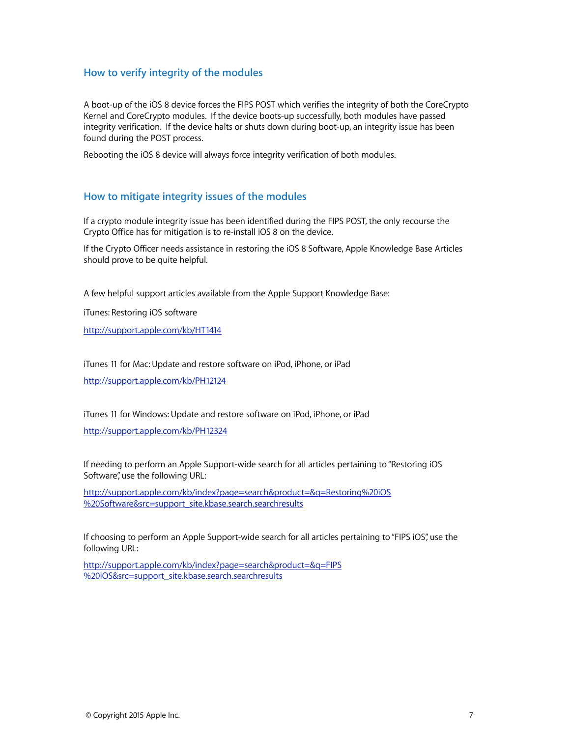## How to verify integrity of the modules

A boot-up of the iOS 8 device forces the FIPS POST which verifies the integrity of both the CoreCrypto Kernel and CoreCrypto modules. If the device boots-up successfully, both modules have passed integrity verification. If the device halts or shuts down during boot-up, an integrity issue has been found during the POST process.

Rebooting the iOS 8 device will always force integrity verification of both modules.

## How to mitigate integrity issues of the modules

If a crypto module integrity issue has been identified during the FIPS POST, the only recourse the Crypto Office has for mitigation is to re-install iOS 8 on the device.

If the Crypto Officer needs assistance in restoring the iOS 8 Software, Apple Knowledge Base Articles should prove to be quite helpful.

A few helpful support articles available from the Apple Support Knowledge Base:

iTunes: Restoring iOS software

http://support.apple.com/kb/HT1414

iTunes 11 for Mac: Update and restore software on iPod, iPhone, or iPad

http://support.apple.com/kb/PH12124

iTunes 11 for Windows: Update and restore software on iPod, iPhone, or iPad

http://support.apple.com/kb/PH12324

If needing to perform an Apple Support-wide search for all articles pertaining to "Restoring iOS Software", use the following URL:

http://support.apple.com/kb/index?page=search&product=&q=Restoring%20iOS%20Software&src=support_site.kbase.search.searchresults

If choosing to perform an Apple Support-wide search for all articles pertaining to "FIPS iOS", use the following URL:

http://support.apple.com/kb/index?page=search&product=&q=FIPS%20iOS&src=support_site.kbase.search.searchresults

© Copyright 2015 Apple Inc.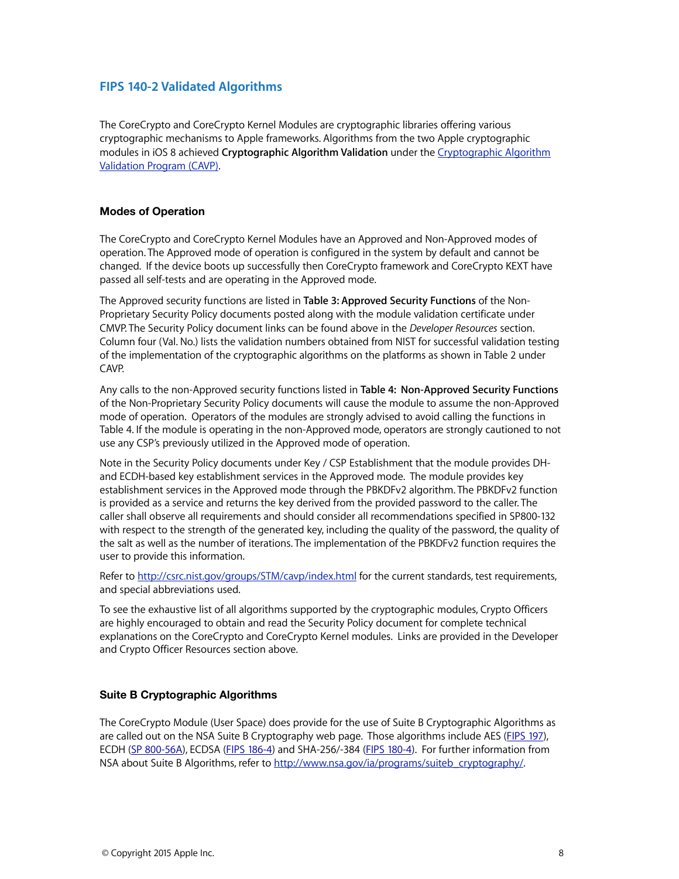## FIPS 140-2 Validated Algorithms

The CoreCrypto and CoreCrypto Kernel Modules are cryptographic libraries offering various cryptographic mechanisms to Apple frameworks. Algorithms from the two Apple cryptographic modules in iOS 8 achieved **Cryptographic Algorithm Validation** under the [Cryptographic Algorithm Validation Program (CAVP)](#).

### Modes of Operation

The CoreCrypto and CoreCrypto Kernel Modules have an Approved and Non-Approved modes of operation. The Approved mode of operation is configured in the system by default and cannot be changed. If the device boots up successfully then CoreCrypto framework and CoreCrypto KEXT have passed all self-tests and are operating in the Approved mode.

The Approved security functions are listed in **Table 3: Approved Security Functions** of the Non-Proprietary Security Policy documents posted along with the module validation certificate under CMVP. The Security Policy document links can be found above in the *Developer Resources* section. Column four (Val. No.) lists the validation numbers obtained from NIST for successful validation testing of the implementation of the cryptographic algorithms on the platforms as shown in Table 2 under CAVP.

Any calls to the non-Approved security functions listed in **Table 4: Non-Approved Security Functions** of the Non-Proprietary Security Policy documents will cause the module to assume the non-Approved mode of operation. Operators of the modules are strongly advised to avoid calling the functions in Table 4. If the module is operating in the non-Approved mode, operators are strongly cautioned to not use any CSP's previously utilized in the Approved mode of operation.

Note in the Security Policy documents under Key / CSP Establishment that the module provides DH- and ECDH-based key establishment services in the Approved mode. The module provides key establishment services in the Approved mode through the PBKDFv2 algorithm. The PBKDFv2 function is provided as a service and returns the key derived from the provided password to the caller. The caller shall observe all requirements and should consider all recommendations specified in SP800-132 with respect to the strength of the generated key, including the quality of the password, the quality of the salt as well as the number of iterations. The implementation of the PBKDFv2 function requires the user to provide this information.

Refer to http://csrc.nist.gov/groups/STM/cavp/index.html for the current standards, test requirements, and special abbreviations used.

To see the exhaustive list of all algorithms supported by the cryptographic modules, Crypto Officers are highly encouraged to obtain and read the Security Policy document for complete technical explanations on the CoreCrypto and CoreCrypto Kernel modules. Links are provided in the Developer and Crypto Officer Resources section above.

### Suite B Cryptographic Algorithms

The CoreCrypto Module (User Space) does provide for the use of Suite B Cryptographic Algorithms as are called out on the NSA Suite B Cryptography web page. Those algorithms include AES (FIPS 197), ECDH (SP 800-56A), ECDSA (FIPS 186-4) and SHA-256/-384 (FIPS 180-4). For further information from NSA about Suite B Algorithms, refer to http://www.nsa.gov/ia/programs/suiteb_cryptography/.

© Copyright 2015 Apple Inc.